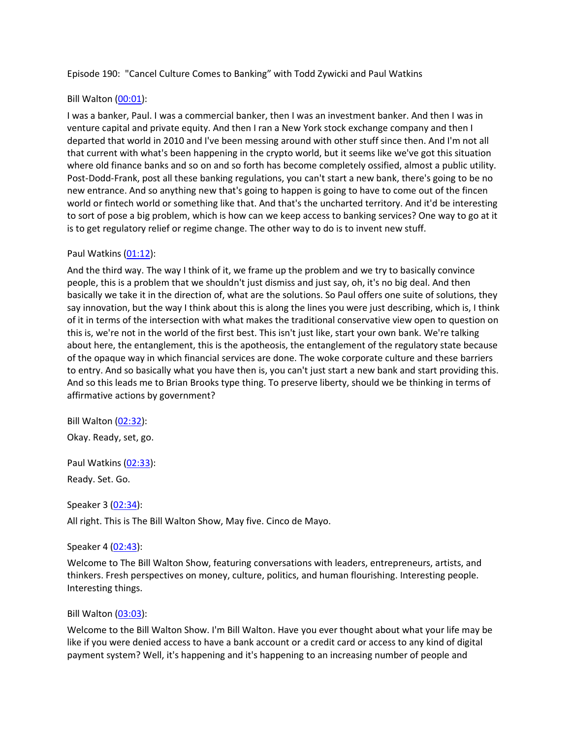Episode 190: "Cancel Culture Comes to Banking" with Todd Zywicki and Paul Watkins

Bill Walton ([00:01](#)):

I was a banker, Paul. I was a commercial banker, then I was an investment banker. And then I was in venture capital and private equity. And then I ran a New York stock exchange company and then I departed that world in 2010 and I've been messing around with other stuff since then. And I'm not all that current with what's been happening in the crypto world, but it seems like we've got this situation where old finance banks and so on and so forth has become completely ossified, almost a public utility. Post-Dodd-Frank, post all these banking regulations, you can't start a new bank, there's going to be no new entrance. And so anything new that's going to happen is going to have to come out of the fincen world or fintech world or something like that. And that's the uncharted territory. And it'd be interesting to sort of pose a big problem, which is how can we keep access to banking services? One way to go at it is to get regulatory relief or regime change. The other way to do is to invent new stuff.

Paul Watkins ([01:12](#)):

And the third way. The way I think of it, we frame up the problem and we try to basically convince people, this is a problem that we shouldn't just dismiss and just say, oh, it's no big deal. And then basically we take it in the direction of, what are the solutions. So Paul offers one suite of solutions, they say innovation, but the way I think about this is along the lines you were just describing, which is, I think of it in terms of the intersection with what makes the traditional conservative view open to question on this is, we're not in the world of the first best. This isn't just like, start your own bank. We're talking about here, the entanglement, this is the apotheosis, the entanglement of the regulatory state because of the opaque way in which financial services are done. The woke corporate culture and these barriers to entry. And so basically what you have then is, you can't just start a new bank and start providing this. And so this leads me to Brian Brooks type thing. To preserve liberty, should we be thinking in terms of affirmative actions by government?

Bill Walton ([02:32](#)):

Okay. Ready, set, go.

Paul Watkins ([02:33](#)):

Ready. Set. Go.

Speaker 3 ([02:34](#)):

All right. This is The Bill Walton Show, May five. Cinco de Mayo.

Speaker 4 ([02:43](#)):

Welcome to The Bill Walton Show, featuring conversations with leaders, entrepreneurs, artists, and thinkers. Fresh perspectives on money, culture, politics, and human flourishing. Interesting people. Interesting things.

Bill Walton ([03:03](#)):

Welcome to the Bill Walton Show. I'm Bill Walton. Have you ever thought about what your life may be like if you were denied access to have a bank account or a credit card or access to any kind of digital payment system? Well, it's happening and it's happening to an increasing number of people and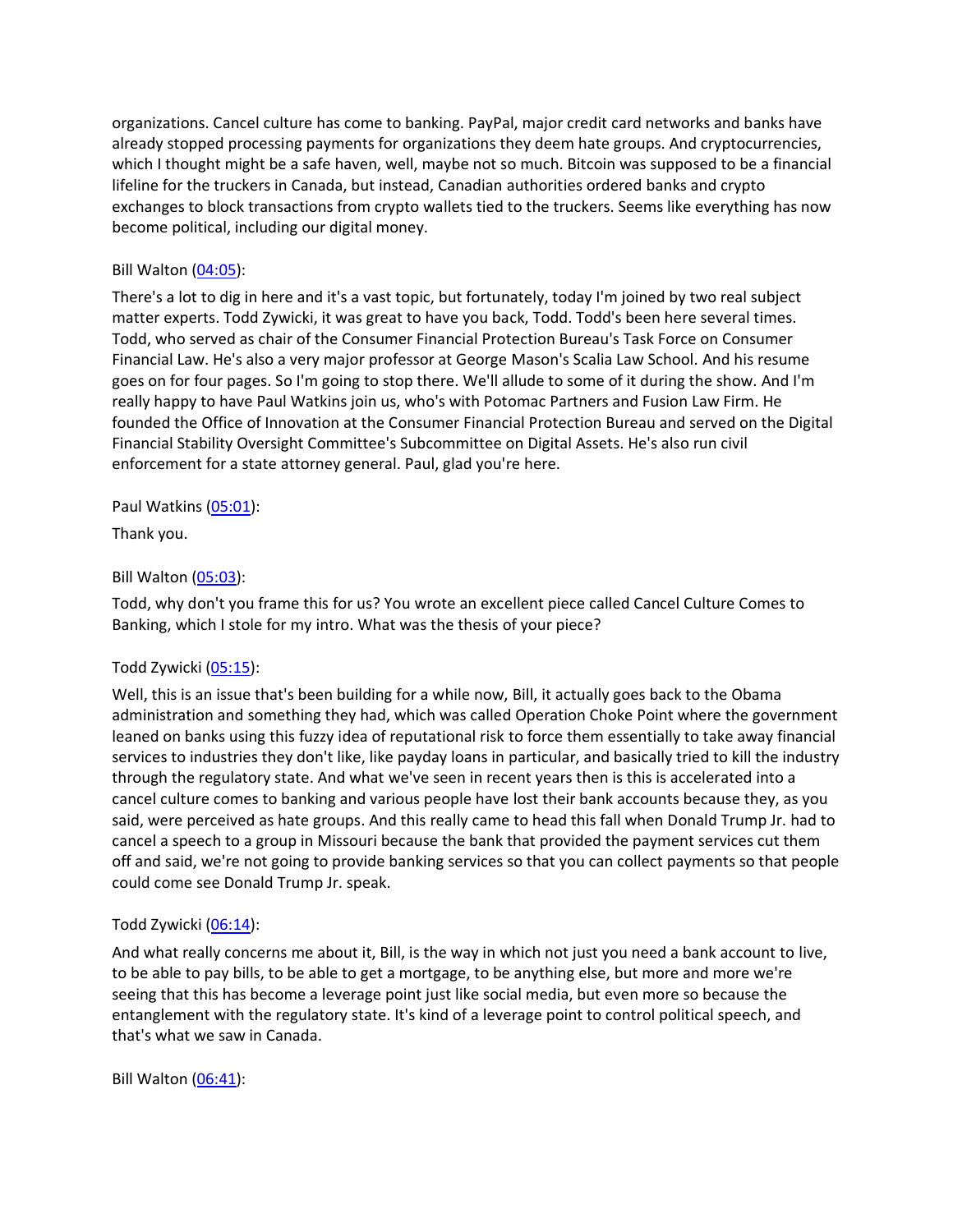organizations. Cancel culture has come to banking. PayPal, major credit card networks and banks have already stopped processing payments for organizations they deem hate groups. And cryptocurrencies, which I thought might be a safe haven, well, maybe not so much. Bitcoin was supposed to be a financial lifeline for the truckers in Canada, but instead, Canadian authorities ordered banks and crypto exchanges to block transactions from crypto wallets tied to the truckers. Seems like everything has now become political, including our digital money.

Bill Walton (04:05):

There's a lot to dig in here and it's a vast topic, but fortunately, today I'm joined by two real subject matter experts. Todd Zywicki, it was great to have you back, Todd. Todd's been here several times. Todd, who served as chair of the Consumer Financial Protection Bureau's Task Force on Consumer Financial Law. He's also a very major professor at George Mason's Scalia Law School. And his resume goes on for four pages. So I'm going to stop there. We'll allude to some of it during the show. And I'm really happy to have Paul Watkins join us, who's with Potomac Partners and Fusion Law Firm. He founded the Office of Innovation at the Consumer Financial Protection Bureau and served on the Digital Financial Stability Oversight Committee's Subcommittee on Digital Assets. He's also run civil enforcement for a state attorney general. Paul, glad you're here.

Paul Watkins (05:01):

Thank you.

Bill Walton (05:03):

Todd, why don't you frame this for us? You wrote an excellent piece called Cancel Culture Comes to Banking, which I stole for my intro. What was the thesis of your piece?

Todd Zywicki (05:15):

Well, this is an issue that's been building for a while now, Bill, it actually goes back to the Obama administration and something they had, which was called Operation Choke Point where the government leaned on banks using this fuzzy idea of reputational risk to force them essentially to take away financial services to industries they don't like, like payday loans in particular, and basically tried to kill the industry through the regulatory state. And what we've seen in recent years then is this is accelerated into a cancel culture comes to banking and various people have lost their bank accounts because they, as you said, were perceived as hate groups. And this really came to head this fall when Donald Trump Jr. had to cancel a speech to a group in Missouri because the bank that provided the payment services cut them off and said, we're not going to provide banking services so that you can collect payments so that people could come see Donald Trump Jr. speak.

Todd Zywicki (06:14):

And what really concerns me about it, Bill, is the way in which not just you need a bank account to live, to be able to pay bills, to be able to get a mortgage, to be anything else, but more and more we're seeing that this has become a leverage point just like social media, but even more so because the entanglement with the regulatory state. It's kind of a leverage point to control political speech, and that's what we saw in Canada.

Bill Walton (06:41):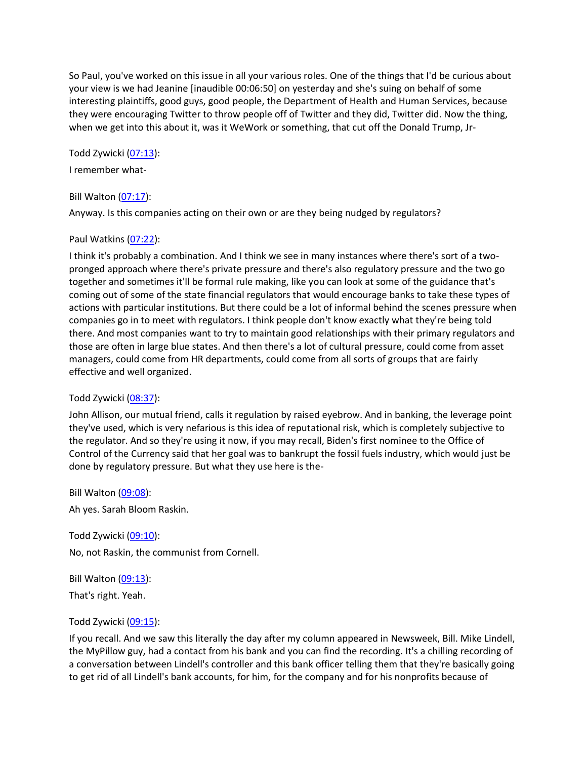So Paul, you've worked on this issue in all your various roles. One of the things that I'd be curious about your view is we had Jeanine [inaudible 00:06:50] on yesterday and she's suing on behalf of some interesting plaintiffs, good guys, good people, the Department of Health and Human Services, because they were encouraging Twitter to throw people off of Twitter and they did, Twitter did. Now the thing, when we get into this about it, was it WeWork or something, that cut off the Donald Trump, Jr-

Todd Zywicki ([07:13](#)):

I remember what-

Bill Walton ([07:17](#)):

Anyway. Is this companies acting on their own or are they being nudged by regulators?

Paul Watkins ([07:22](#)):

I think it's probably a combination. And I think we see in many instances where there's sort of a two-pronged approach where there's private pressure and there's also regulatory pressure and the two go together and sometimes it'll be formal rule making, like you can look at some of the guidance that's coming out of some of the state financial regulators that would encourage banks to take these types of actions with particular institutions. But there could be a lot of informal behind the scenes pressure when companies go in to meet with regulators. I think people don't know exactly what they're being told there. And most companies want to try to maintain good relationships with their primary regulators and those are often in large blue states. And then there's a lot of cultural pressure, could come from asset managers, could come from HR departments, could come from all sorts of groups that are fairly effective and well organized.

Todd Zywicki ([08:37](#)):

John Allison, our mutual friend, calls it regulation by raised eyebrow. And in banking, the leverage point they've used, which is very nefarious is this idea of reputational risk, which is completely subjective to the regulator. And so they're using it now, if you may recall, Biden's first nominee to the Office of Control of the Currency said that her goal was to bankrupt the fossil fuels industry, which would just be done by regulatory pressure. But what they use here is the-

Bill Walton ([09:08](#)):

Ah yes. Sarah Bloom Raskin.

Todd Zywicki ([09:10](#)):

No, not Raskin, the communist from Cornell.

Bill Walton ([09:13](#)):

That's right. Yeah.

Todd Zywicki ([09:15](#)):

If you recall. And we saw this literally the day after my column appeared in Newsweek, Bill. Mike Lindell, the MyPillow guy, had a contact from his bank and you can find the recording. It's a chilling recording of a conversation between Lindell's controller and this bank officer telling them that they're basically going to get rid of all Lindell's bank accounts, for him, for the company and for his nonprofits because of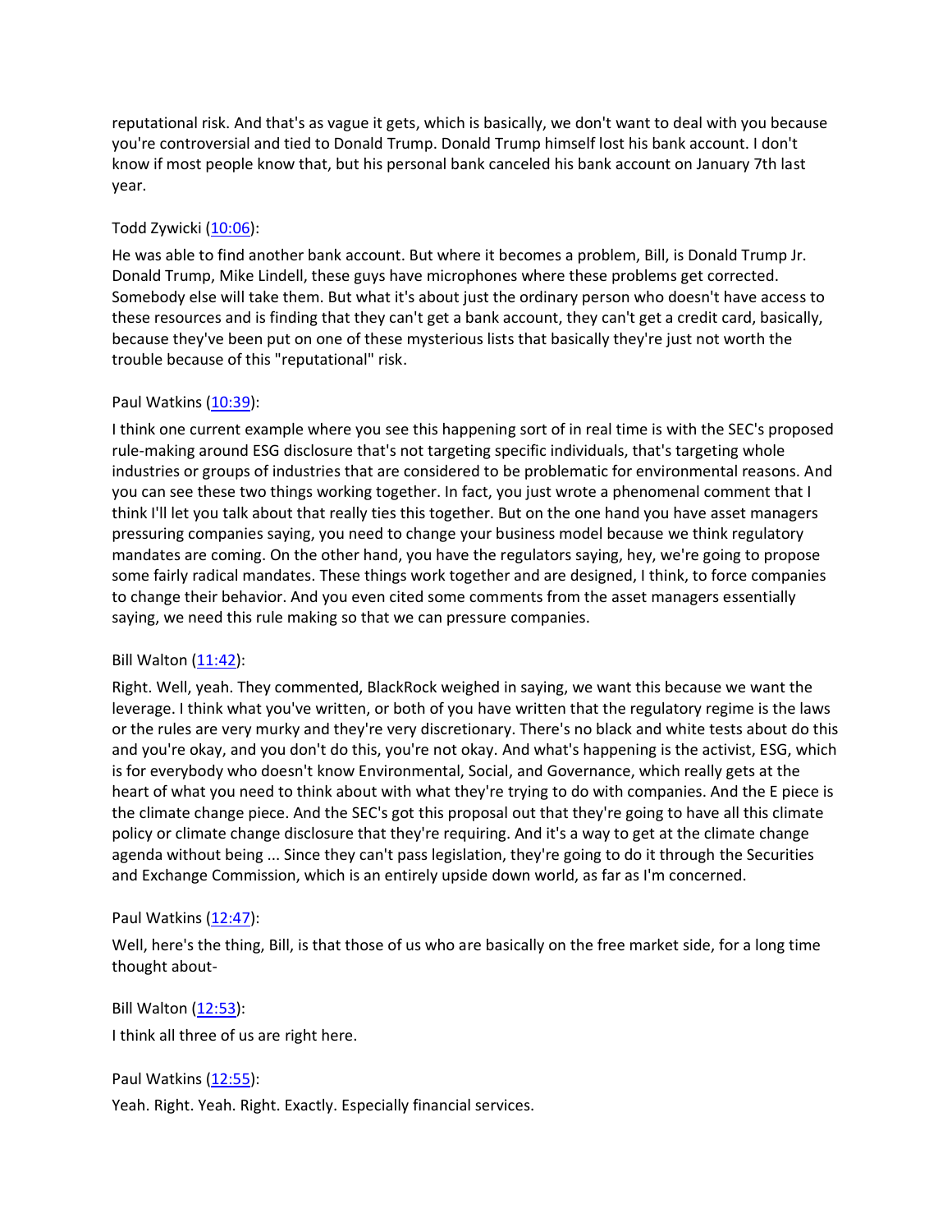reputational risk. And that's as vague it gets, which is basically, we don't want to deal with you because you're controversial and tied to Donald Trump. Donald Trump himself lost his bank account. I don't know if most people know that, but his personal bank canceled his bank account on January 7th last year.

Todd Zywicki (10:06):

He was able to find another bank account. But where it becomes a problem, Bill, is Donald Trump Jr. Donald Trump, Mike Lindell, these guys have microphones where these problems get corrected. Somebody else will take them. But what it's about just the ordinary person who doesn't have access to these resources and is finding that they can't get a bank account, they can't get a credit card, basically, because they've been put on one of these mysterious lists that basically they're just not worth the trouble because of this "reputational" risk.

Paul Watkins (10:39):

I think one current example where you see this happening sort of in real time is with the SEC's proposed rule-making around ESG disclosure that's not targeting specific individuals, that's targeting whole industries or groups of industries that are considered to be problematic for environmental reasons. And you can see these two things working together. In fact, you just wrote a phenomenal comment that I think I'll let you talk about that really ties this together. But on the one hand you have asset managers pressuring companies saying, you need to change your business model because we think regulatory mandates are coming. On the other hand, you have the regulators saying, hey, we're going to propose some fairly radical mandates. These things work together and are designed, I think, to force companies to change their behavior. And you even cited some comments from the asset managers essentially saying, we need this rule making so that we can pressure companies.

Bill Walton (11:42):

Right. Well, yeah. They commented, BlackRock weighed in saying, we want this because we want the leverage. I think what you've written, or both of you have written that the regulatory regime is the laws or the rules are very murky and they're very discretionary. There's no black and white tests about do this and you're okay, and you don't do this, you're not okay. And what's happening is the activist, ESG, which is for everybody who doesn't know Environmental, Social, and Governance, which really gets at the heart of what you need to think about with what they're trying to do with companies. And the E piece is the climate change piece. And the SEC's got this proposal out that they're going to have all this climate policy or climate change disclosure that they're requiring. And it's a way to get at the climate change agenda without being ... Since they can't pass legislation, they're going to do it through the Securities and Exchange Commission, which is an entirely upside down world, as far as I'm concerned.

Paul Watkins (12:47):

Well, here's the thing, Bill, is that those of us who are basically on the free market side, for a long time thought about-

Bill Walton (12:53):

I think all three of us are right here.

Paul Watkins (12:55):

Yeah. Right. Yeah. Right. Exactly. Especially financial services.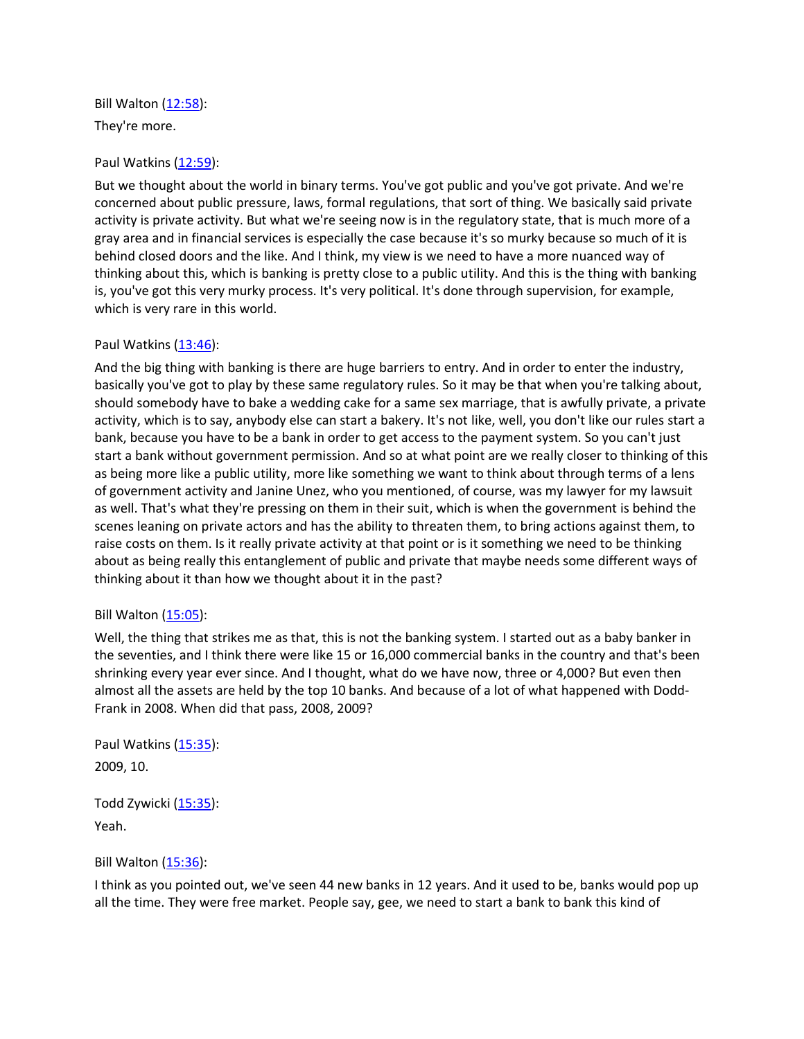Bill Walton ([12:58](#)):

They're more.

Paul Watkins ([12:59](#)):

But we thought about the world in binary terms. You've got public and you've got private. And we're concerned about public pressure, laws, formal regulations, that sort of thing. We basically said private activity is private activity. But what we're seeing now is in the regulatory state, that is much more of a gray area and in financial services is especially the case because it's so murky because so much of it is behind closed doors and the like. And I think, my view is we need to have a more nuanced way of thinking about this, which is banking is pretty close to a public utility. And this is the thing with banking is, you've got this very murky process. It's very political. It's done through supervision, for example, which is very rare in this world.

Paul Watkins ([13:46](#)):

And the big thing with banking is there are huge barriers to entry. And in order to enter the industry, basically you've got to play by these same regulatory rules. So it may be that when you're talking about, should somebody have to bake a wedding cake for a same sex marriage, that is awfully private, a private activity, which is to say, anybody else can start a bakery. It's not like, well, you don't like our rules start a bank, because you have to be a bank in order to get access to the payment system. So you can't just start a bank without government permission. And so at what point are we really closer to thinking of this as being more like a public utility, more like something we want to think about through terms of a lens of government activity and Janine Unez, who you mentioned, of course, was my lawyer for my lawsuit as well. That's what they're pressing on them in their suit, which is when the government is behind the scenes leaning on private actors and has the ability to threaten them, to bring actions against them, to raise costs on them. Is it really private activity at that point or is it something we need to be thinking about as being really this entanglement of public and private that maybe needs some different ways of thinking about it than how we thought about it in the past?

Bill Walton ([15:05](#)):

Well, the thing that strikes me as that, this is not the banking system. I started out as a baby banker in the seventies, and I think there were like 15 or 16,000 commercial banks in the country and that's been shrinking every year ever since. And I thought, what do we have now, three or 4,000? But even then almost all the assets are held by the top 10 banks. And because of a lot of what happened with Dodd-Frank in 2008. When did that pass, 2008, 2009?

Paul Watkins ([15:35](#)):

2009, 10.

Todd Zywicki ([15:35](#)):

Yeah.

Bill Walton ([15:36](#)):

I think as you pointed out, we've seen 44 new banks in 12 years. And it used to be, banks would pop up all the time. They were free market. People say, gee, we need to start a bank to bank this kind of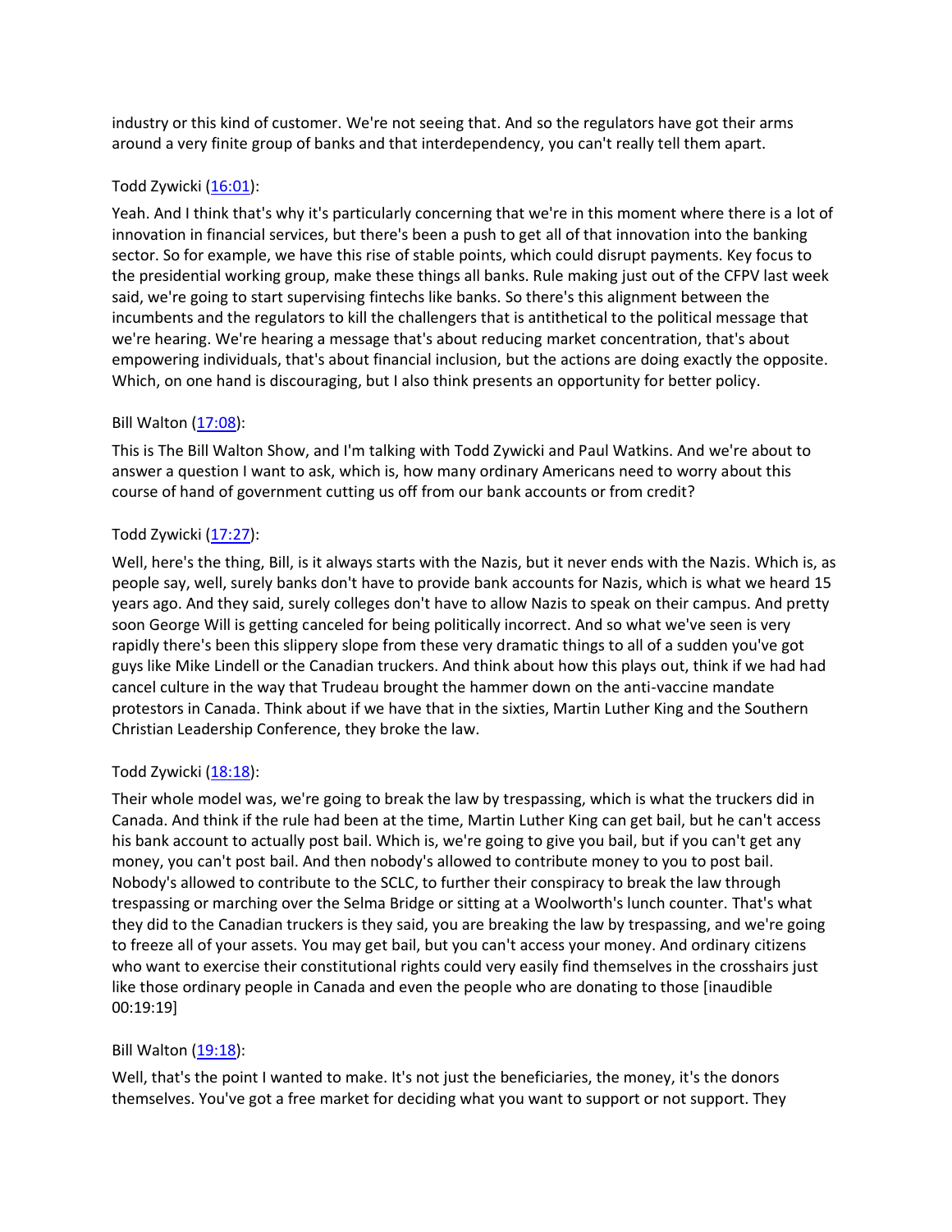industry or this kind of customer. We're not seeing that. And so the regulators have got their arms around a very finite group of banks and that interdependency, you can't really tell them apart.

Todd Zywicki ([16:01](#)):

Yeah. And I think that's why it's particularly concerning that we're in this moment where there is a lot of innovation in financial services, but there's been a push to get all of that innovation into the banking sector. So for example, we have this rise of stable points, which could disrupt payments. Key focus to the presidential working group, make these things all banks. Rule making just out of the CFPV last week said, we're going to start supervising fintechs like banks. So there's this alignment between the incumbents and the regulators to kill the challengers that is antithetical to the political message that we're hearing. We're hearing a message that's about reducing market concentration, that's about empowering individuals, that's about financial inclusion, but the actions are doing exactly the opposite. Which, on one hand is discouraging, but I also think presents an opportunity for better policy.

Bill Walton ([17:08](#)):

This is The Bill Walton Show, and I'm talking with Todd Zywicki and Paul Watkins. And we're about to answer a question I want to ask, which is, how many ordinary Americans need to worry about this course of hand of government cutting us off from our bank accounts or from credit?

Todd Zywicki ([17:27](#)):

Well, here's the thing, Bill, is it always starts with the Nazis, but it never ends with the Nazis. Which is, as people say, well, surely banks don't have to provide bank accounts for Nazis, which is what we heard 15 years ago. And they said, surely colleges don't have to allow Nazis to speak on their campus. And pretty soon George Will is getting canceled for being politically incorrect. And so what we've seen is very rapidly there's been this slippery slope from these very dramatic things to all of a sudden you've got guys like Mike Lindell or the Canadian truckers. And think about how this plays out, think if we had had cancel culture in the way that Trudeau brought the hammer down on the anti-vaccine mandate protestors in Canada. Think about if we have that in the sixties, Martin Luther King and the Southern Christian Leadership Conference, they broke the law.

Todd Zywicki ([18:18](#)):

Their whole model was, we're going to break the law by trespassing, which is what the truckers did in Canada. And think if the rule had been at the time, Martin Luther King can get bail, but he can't access his bank account to actually post bail. Which is, we're going to give you bail, but if you can't get any money, you can't post bail. And then nobody's allowed to contribute money to you to post bail. Nobody's allowed to contribute to the SCLC, to further their conspiracy to break the law through trespassing or marching over the Selma Bridge or sitting at a Woolworth's lunch counter. That's what they did to the Canadian truckers is they said, you are breaking the law by trespassing, and we're going to freeze all of your assets. You may get bail, but you can't access your money. And ordinary citizens who want to exercise their constitutional rights could very easily find themselves in the crosshairs just like those ordinary people in Canada and even the people who are donating to those [inaudible 00:19:19]

Bill Walton ([19:18](#)):

Well, that's the point I wanted to make. It's not just the beneficiaries, the money, it's the donors themselves. You've got a free market for deciding what you want to support or not support. They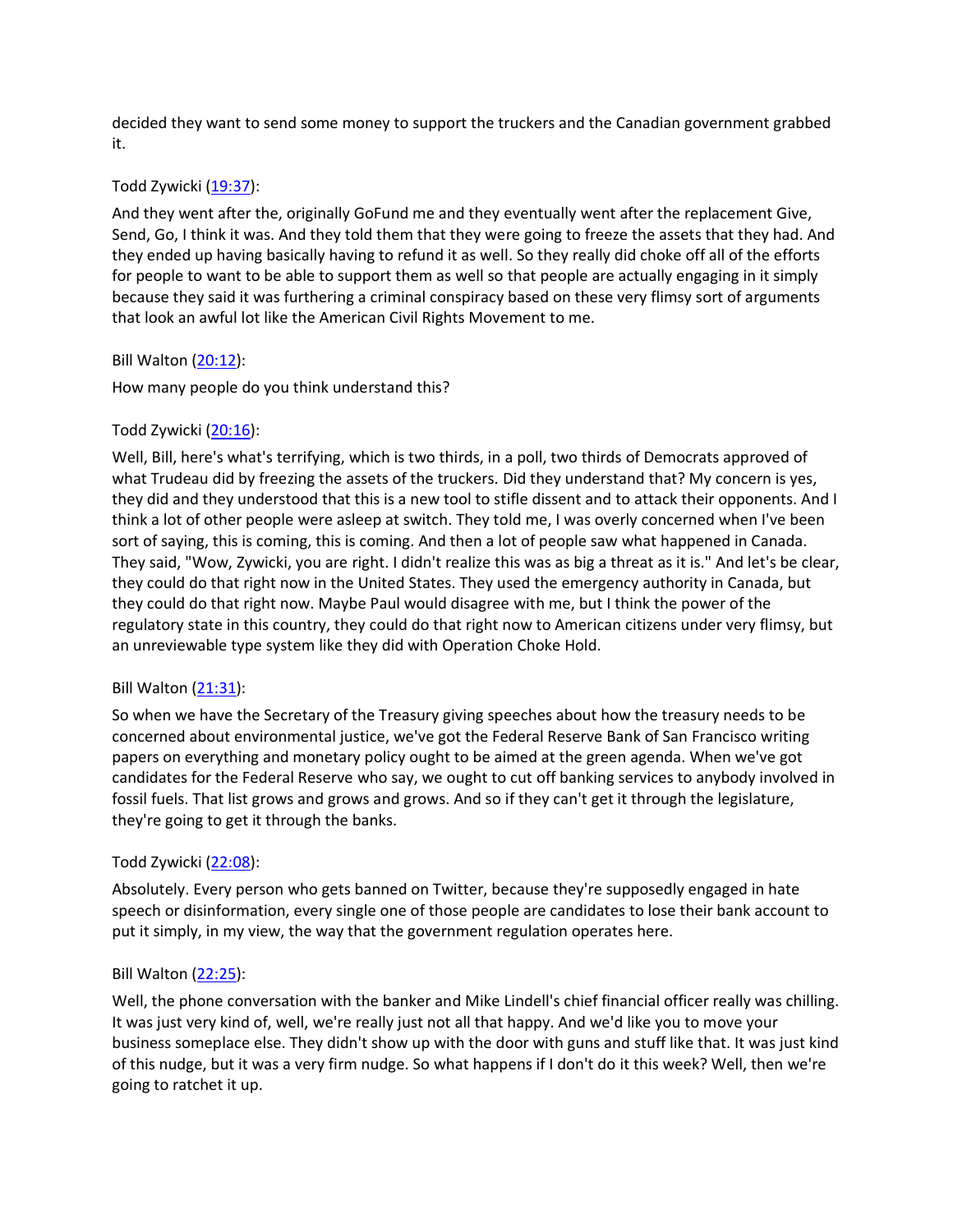decided they want to send some money to support the truckers and the Canadian government grabbed it.

Todd Zywicki ([19:37](#)):

And they went after the, originally GoFund me and they eventually went after the replacement Give, Send, Go, I think it was. And they told them that they were going to freeze the assets that they had. And they ended up having basically having to refund it as well. So they really did choke off all of the efforts for people to want to be able to support them as well so that people are actually engaging in it simply because they said it was furthering a criminal conspiracy based on these very flimsy sort of arguments that look an awful lot like the American Civil Rights Movement to me.

Bill Walton ([20:12](#)):

How many people do you think understand this?

Todd Zywicki ([20:16](#)):

Well, Bill, here's what's terrifying, which is two thirds, in a poll, two thirds of Democrats approved of what Trudeau did by freezing the assets of the truckers. Did they understand that? My concern is yes, they did and they understood that this is a new tool to stifle dissent and to attack their opponents. And I think a lot of other people were asleep at switch. They told me, I was overly concerned when I've been sort of saying, this is coming, this is coming. And then a lot of people saw what happened in Canada. They said, "Wow, Zywicki, you are right. I didn't realize this was as big a threat as it is." And let's be clear, they could do that right now in the United States. They used the emergency authority in Canada, but they could do that right now. Maybe Paul would disagree with me, but I think the power of the regulatory state in this country, they could do that right now to American citizens under very flimsy, but an unreviewable type system like they did with Operation Choke Hold.

Bill Walton ([21:31](#)):

So when we have the Secretary of the Treasury giving speeches about how the treasury needs to be concerned about environmental justice, we've got the Federal Reserve Bank of San Francisco writing papers on everything and monetary policy ought to be aimed at the green agenda. When we've got candidates for the Federal Reserve who say, we ought to cut off banking services to anybody involved in fossil fuels. That list grows and grows and grows. And so if they can't get it through the legislature, they're going to get it through the banks.

Todd Zywicki ([22:08](#)):

Absolutely. Every person who gets banned on Twitter, because they're supposedly engaged in hate speech or disinformation, every single one of those people are candidates to lose their bank account to put it simply, in my view, the way that the government regulation operates here.

Bill Walton ([22:25](#)):

Well, the phone conversation with the banker and Mike Lindell's chief financial officer really was chilling. It was just very kind of, well, we're really just not all that happy. And we'd like you to move your business someplace else. They didn't show up with the door with guns and stuff like that. It was just kind of this nudge, but it was a very firm nudge. So what happens if I don't do it this week? Well, then we're going to ratchet it up.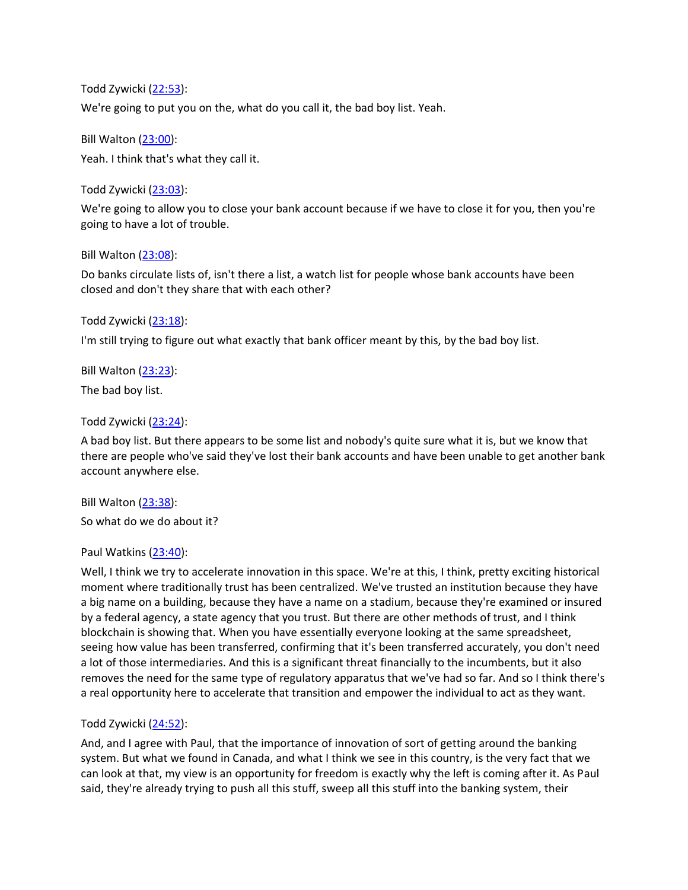Todd Zywicki ([22:53](#)):

We're going to put you on the, what do you call it, the bad boy list. Yeah.

Bill Walton ([23:00](#)):

Yeah. I think that's what they call it.

Todd Zywicki ([23:03](#)):

We're going to allow you to close your bank account because if we have to close it for you, then you're going to have a lot of trouble.

Bill Walton ([23:08](#)):

Do banks circulate lists of, isn't there a list, a watch list for people whose bank accounts have been closed and don't they share that with each other?

Todd Zywicki ([23:18](#)):

I'm still trying to figure out what exactly that bank officer meant by this, by the bad boy list.

Bill Walton ([23:23](#)):

The bad boy list.

Todd Zywicki ([23:24](#)):

A bad boy list. But there appears to be some list and nobody's quite sure what it is, but we know that there are people who've said they've lost their bank accounts and have been unable to get another bank account anywhere else.

Bill Walton ([23:38](#)):

So what do we do about it?

Paul Watkins ([23:40](#)):

Well, I think we try to accelerate innovation in this space. We're at this, I think, pretty exciting historical moment where traditionally trust has been centralized. We've trusted an institution because they have a big name on a building, because they have a name on a stadium, because they're examined or insured by a federal agency, a state agency that you trust. But there are other methods of trust, and I think blockchain is showing that. When you have essentially everyone looking at the same spreadsheet, seeing how value has been transferred, confirming that it's been transferred accurately, you don't need a lot of those intermediaries. And this is a significant threat financially to the incumbents, but it also removes the need for the same type of regulatory apparatus that we've had so far. And so I think there's a real opportunity here to accelerate that transition and empower the individual to act as they want.

Todd Zywicki ([24:52](#)):

And, and I agree with Paul, that the importance of innovation of sort of getting around the banking system. But what we found in Canada, and what I think we see in this country, is the very fact that we can look at that, my view is an opportunity for freedom is exactly why the left is coming after it. As Paul said, they're already trying to push all this stuff, sweep all this stuff into the banking system, their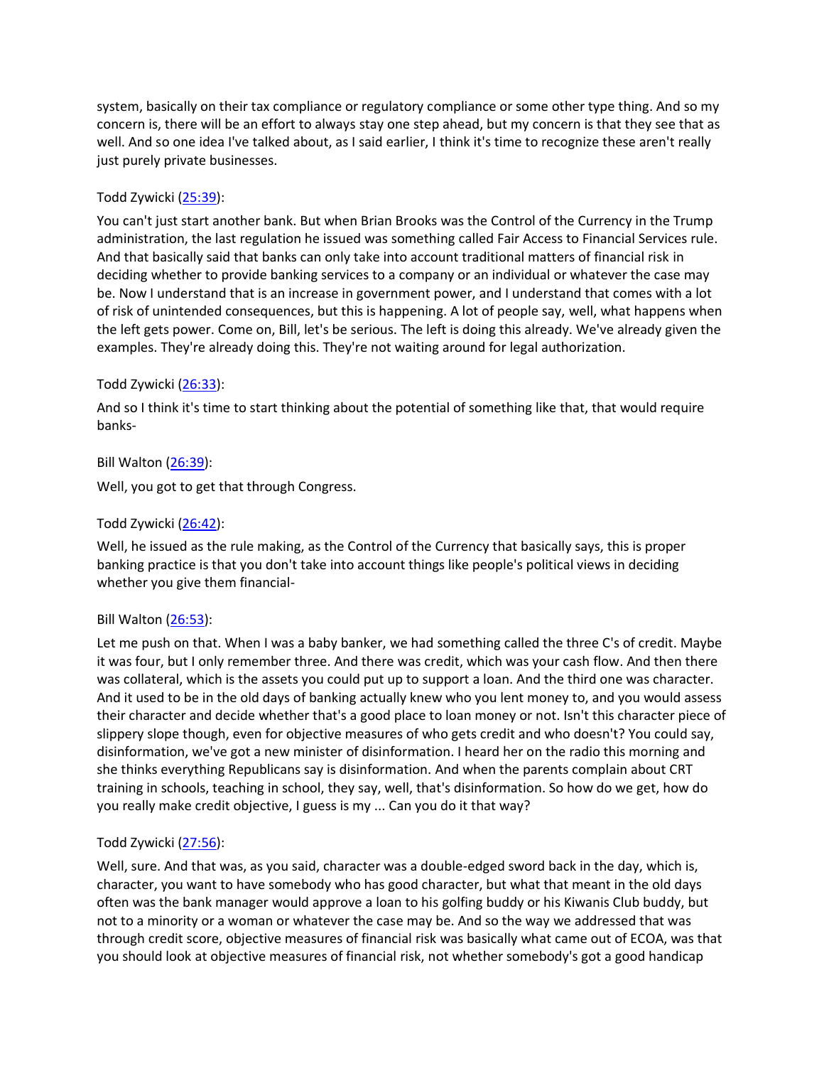system, basically on their tax compliance or regulatory compliance or some other type thing. And so my concern is, there will be an effort to always stay one step ahead, but my concern is that they see that as well. And so one idea I've talked about, as I said earlier, I think it's time to recognize these aren't really just purely private businesses.

Todd Zywicki ([25:39](#)):

You can't just start another bank. But when Brian Brooks was the Control of the Currency in the Trump administration, the last regulation he issued was something called Fair Access to Financial Services rule. And that basically said that banks can only take into account traditional matters of financial risk in deciding whether to provide banking services to a company or an individual or whatever the case may be. Now I understand that is an increase in government power, and I understand that comes with a lot of risk of unintended consequences, but this is happening. A lot of people say, well, what happens when the left gets power. Come on, Bill, let's be serious. The left is doing this already. We've already given the examples. They're already doing this. They're not waiting around for legal authorization.

Todd Zywicki ([26:33](#)):

And so I think it's time to start thinking about the potential of something like that, that would require banks-

Bill Walton ([26:39](#)):

Well, you got to get that through Congress.

Todd Zywicki ([26:42](#)):

Well, he issued as the rule making, as the Control of the Currency that basically says, this is proper banking practice is that you don't take into account things like people's political views in deciding whether you give them financial-

Bill Walton ([26:53](#)):

Let me push on that. When I was a baby banker, we had something called the three C's of credit. Maybe it was four, but I only remember three. And there was credit, which was your cash flow. And then there was collateral, which is the assets you could put up to support a loan. And the third one was character. And it used to be in the old days of banking actually knew who you lent money to, and you would assess their character and decide whether that's a good place to loan money or not. Isn't this character piece of slippery slope though, even for objective measures of who gets credit and who doesn't? You could say, disinformation, we've got a new minister of disinformation. I heard her on the radio this morning and she thinks everything Republicans say is disinformation. And when the parents complain about CRT training in schools, teaching in school, they say, well, that's disinformation. So how do we get, how do you really make credit objective, I guess is my ... Can you do it that way?

Todd Zywicki ([27:56](#)):

Well, sure. And that was, as you said, character was a double-edged sword back in the day, which is, character, you want to have somebody who has good character, but what that meant in the old days often was the bank manager would approve a loan to his golfing buddy or his Kiwanis Club buddy, but not to a minority or a woman or whatever the case may be. And so the way we addressed that was through credit score, objective measures of financial risk was basically what came out of ECOA, was that you should look at objective measures of financial risk, not whether somebody's got a good handicap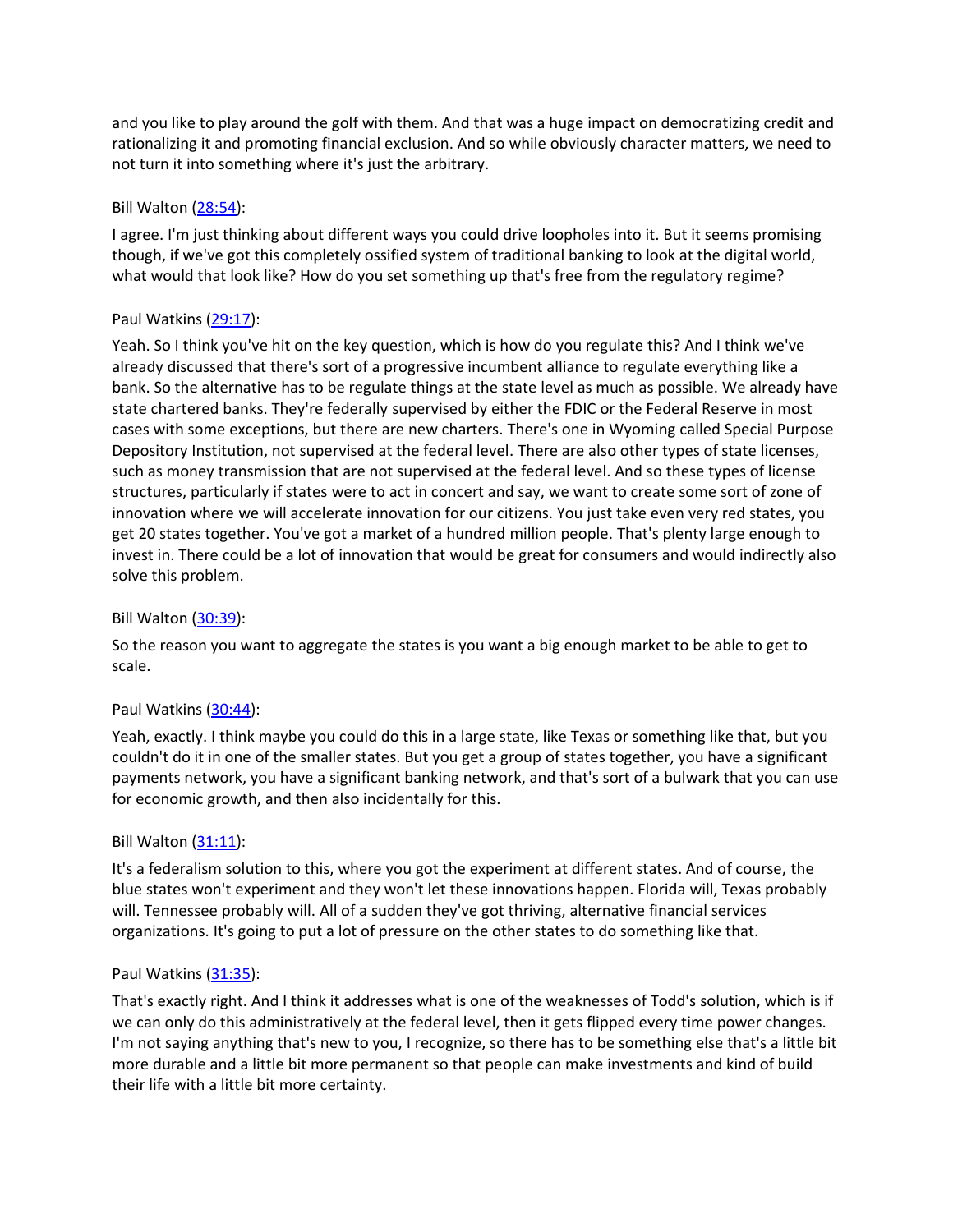and you like to play around the golf with them. And that was a huge impact on democratizing credit and rationalizing it and promoting financial exclusion. And so while obviously character matters, we need to not turn it into something where it's just the arbitrary.

Bill Walton ([28:54](28:54)):

I agree. I'm just thinking about different ways you could drive loopholes into it. But it seems promising though, if we've got this completely ossified system of traditional banking to look at the digital world, what would that look like? How do you set something up that's free from the regulatory regime?

Paul Watkins ([29:17](29:17)):

Yeah. So I think you've hit on the key question, which is how do you regulate this? And I think we've already discussed that there's sort of a progressive incumbent alliance to regulate everything like a bank. So the alternative has to be regulate things at the state level as much as possible. We already have state chartered banks. They're federally supervised by either the FDIC or the Federal Reserve in most cases with some exceptions, but there are new charters. There's one in Wyoming called Special Purpose Depository Institution, not supervised at the federal level. There are also other types of state licenses, such as money transmission that are not supervised at the federal level. And so these types of license structures, particularly if states were to act in concert and say, we want to create some sort of zone of innovation where we will accelerate innovation for our citizens. You just take even very red states, you get 20 states together. You've got a market of a hundred million people. That's plenty large enough to invest in. There could be a lot of innovation that would be great for consumers and would indirectly also solve this problem.

Bill Walton ([30:39](30:39)):

So the reason you want to aggregate the states is you want a big enough market to be able to get to scale.

Paul Watkins ([30:44](30:44)):

Yeah, exactly. I think maybe you could do this in a large state, like Texas or something like that, but you couldn't do it in one of the smaller states. But you get a group of states together, you have a significant payments network, you have a significant banking network, and that's sort of a bulwark that you can use for economic growth, and then also incidentally for this.

Bill Walton ([31:11](31:11)):

It's a federalism solution to this, where you got the experiment at different states. And of course, the blue states won't experiment and they won't let these innovations happen. Florida will, Texas probably will. Tennessee probably will. All of a sudden they've got thriving, alternative financial services organizations. It's going to put a lot of pressure on the other states to do something like that.

Paul Watkins ([31:35](31:35)):

That's exactly right. And I think it addresses what is one of the weaknesses of Todd's solution, which is if we can only do this administratively at the federal level, then it gets flipped every time power changes. I'm not saying anything that's new to you, I recognize, so there has to be something else that's a little bit more durable and a little bit more permanent so that people can make investments and kind of build their life with a little bit more certainty.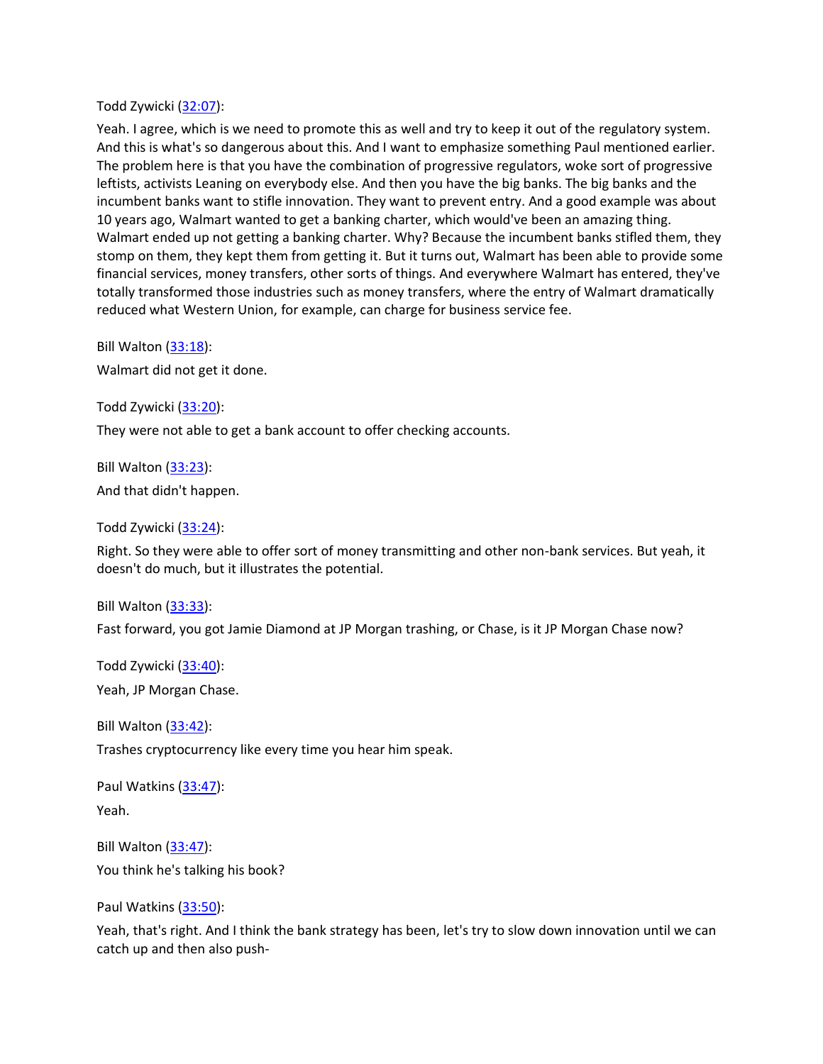Todd Zywicki ([32:07](#)):

Yeah. I agree, which is we need to promote this as well and try to keep it out of the regulatory system. And this is what's so dangerous about this. And I want to emphasize something Paul mentioned earlier. The problem here is that you have the combination of progressive regulators, woke sort of progressive leftists, activists Leaning on everybody else. And then you have the big banks. The big banks and the incumbent banks want to stifle innovation. They want to prevent entry. And a good example was about 10 years ago, Walmart wanted to get a banking charter, which would've been an amazing thing. Walmart ended up not getting a banking charter. Why? Because the incumbent banks stifled them, they stomp on them, they kept them from getting it. But it turns out, Walmart has been able to provide some financial services, money transfers, other sorts of things. And everywhere Walmart has entered, they've totally transformed those industries such as money transfers, where the entry of Walmart dramatically reduced what Western Union, for example, can charge for business service fee.

Bill Walton ([33:18](#)):

Walmart did not get it done.

Todd Zywicki ([33:20](#)):

They were not able to get a bank account to offer checking accounts.

Bill Walton ([33:23](#)):

And that didn't happen.

Todd Zywicki ([33:24](#)):

Right. So they were able to offer sort of money transmitting and other non-bank services. But yeah, it doesn't do much, but it illustrates the potential.

Bill Walton ([33:33](#)):

Fast forward, you got Jamie Diamond at JP Morgan trashing, or Chase, is it JP Morgan Chase now?

Todd Zywicki ([33:40](#)):

Yeah, JP Morgan Chase.

Bill Walton ([33:42](#)):

Trashes cryptocurrency like every time you hear him speak.

Paul Watkins ([33:47](#)):

Yeah.

Bill Walton ([33:47](#)):

You think he's talking his book?

Paul Watkins ([33:50](#)):

Yeah, that's right. And I think the bank strategy has been, let's try to slow down innovation until we can catch up and then also push-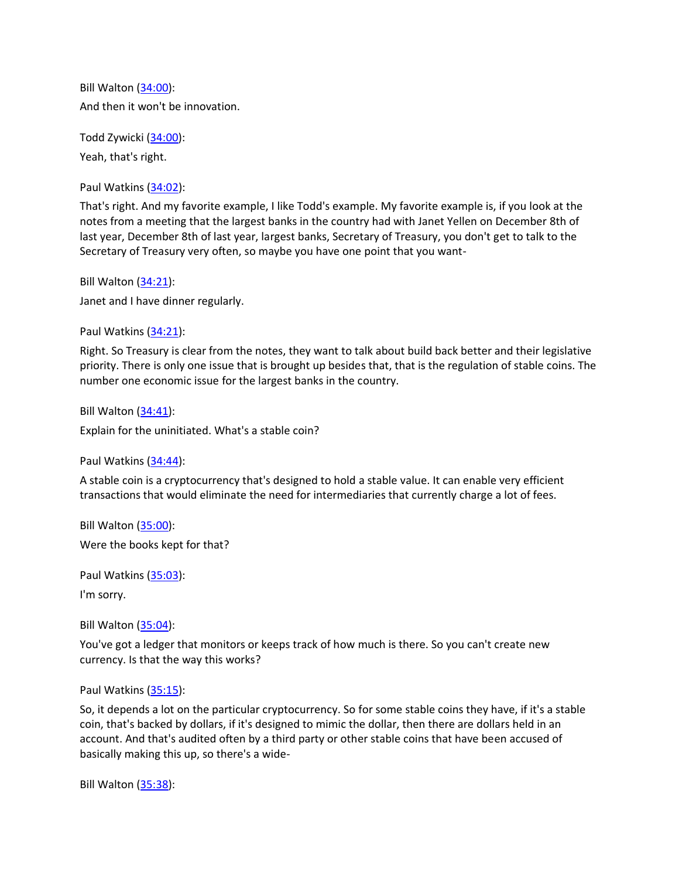Bill Walton ([34:00](#)):

And then it won't be innovation.

Todd Zywicki ([34:00](#)):

Yeah, that's right.

Paul Watkins ([34:02](#)):

That's right. And my favorite example, I like Todd's example. My favorite example is, if you look at the notes from a meeting that the largest banks in the country had with Janet Yellen on December 8th of last year, December 8th of last year, largest banks, Secretary of Treasury, you don't get to talk to the Secretary of Treasury very often, so maybe you have one point that you want-

Bill Walton ([34:21](#)):

Janet and I have dinner regularly.

Paul Watkins ([34:21](#)):

Right. So Treasury is clear from the notes, they want to talk about build back better and their legislative priority. There is only one issue that is brought up besides that, that is the regulation of stable coins. The number one economic issue for the largest banks in the country.

Bill Walton ([34:41](#)):

Explain for the uninitiated. What's a stable coin?

Paul Watkins ([34:44](#)):

A stable coin is a cryptocurrency that's designed to hold a stable value. It can enable very efficient transactions that would eliminate the need for intermediaries that currently charge a lot of fees.

Bill Walton ([35:00](#)):

Were the books kept for that?

Paul Watkins ([35:03](#)):

I'm sorry.

Bill Walton ([35:04](#)):

You've got a ledger that monitors or keeps track of how much is there. So you can't create new currency. Is that the way this works?

Paul Watkins ([35:15](#)):

So, it depends a lot on the particular cryptocurrency. So for some stable coins they have, if it's a stable coin, that's backed by dollars, if it's designed to mimic the dollar, then there are dollars held in an account. And that's audited often by a third party or other stable coins that have been accused of basically making this up, so there's a wide-

Bill Walton ([35:38](#)):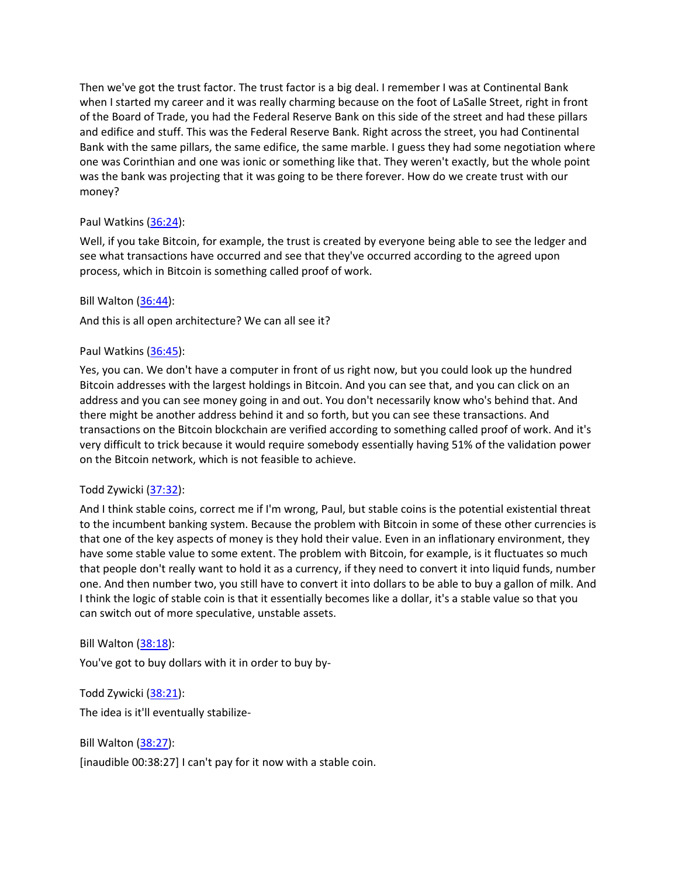Then we've got the trust factor. The trust factor is a big deal. I remember I was at Continental Bank when I started my career and it was really charming because on the foot of LaSalle Street, right in front of the Board of Trade, you had the Federal Reserve Bank on this side of the street and had these pillars and edifice and stuff. This was the Federal Reserve Bank. Right across the street, you had Continental Bank with the same pillars, the same edifice, the same marble. I guess they had some negotiation where one was Corinthian and one was ionic or something like that. They weren't exactly, but the whole point was the bank was projecting that it was going to be there forever. How do we create trust with our money?

Paul Watkins ([36:24](#)):

Well, if you take Bitcoin, for example, the trust is created by everyone being able to see the ledger and see what transactions have occurred and see that they've occurred according to the agreed upon process, which in Bitcoin is something called proof of work.

Bill Walton ([36:44](#)):

And this is all open architecture? We can all see it?

Paul Watkins ([36:45](#)):

Yes, you can. We don't have a computer in front of us right now, but you could look up the hundred Bitcoin addresses with the largest holdings in Bitcoin. And you can see that, and you can click on an address and you can see money going in and out. You don't necessarily know who's behind that. And there might be another address behind it and so forth, but you can see these transactions. And transactions on the Bitcoin blockchain are verified according to something called proof of work. And it's very difficult to trick because it would require somebody essentially having 51% of the validation power on the Bitcoin network, which is not feasible to achieve.

Todd Zywicki ([37:32](#)):

And I think stable coins, correct me if I'm wrong, Paul, but stable coins is the potential existential threat to the incumbent banking system. Because the problem with Bitcoin in some of these other currencies is that one of the key aspects of money is they hold their value. Even in an inflationary environment, they have some stable value to some extent. The problem with Bitcoin, for example, is it fluctuates so much that people don't really want to hold it as a currency, if they need to convert it into liquid funds, number one. And then number two, you still have to convert it into dollars to be able to buy a gallon of milk. And I think the logic of stable coin is that it essentially becomes like a dollar, it's a stable value so that you can switch out of more speculative, unstable assets.

Bill Walton ([38:18](#)):

You've got to buy dollars with it in order to buy by-

Todd Zywicki ([38:21](#)):

The idea is it'll eventually stabilize-

Bill Walton ([38:27](#)):

[inaudible 00:38:27] I can't pay for it now with a stable coin.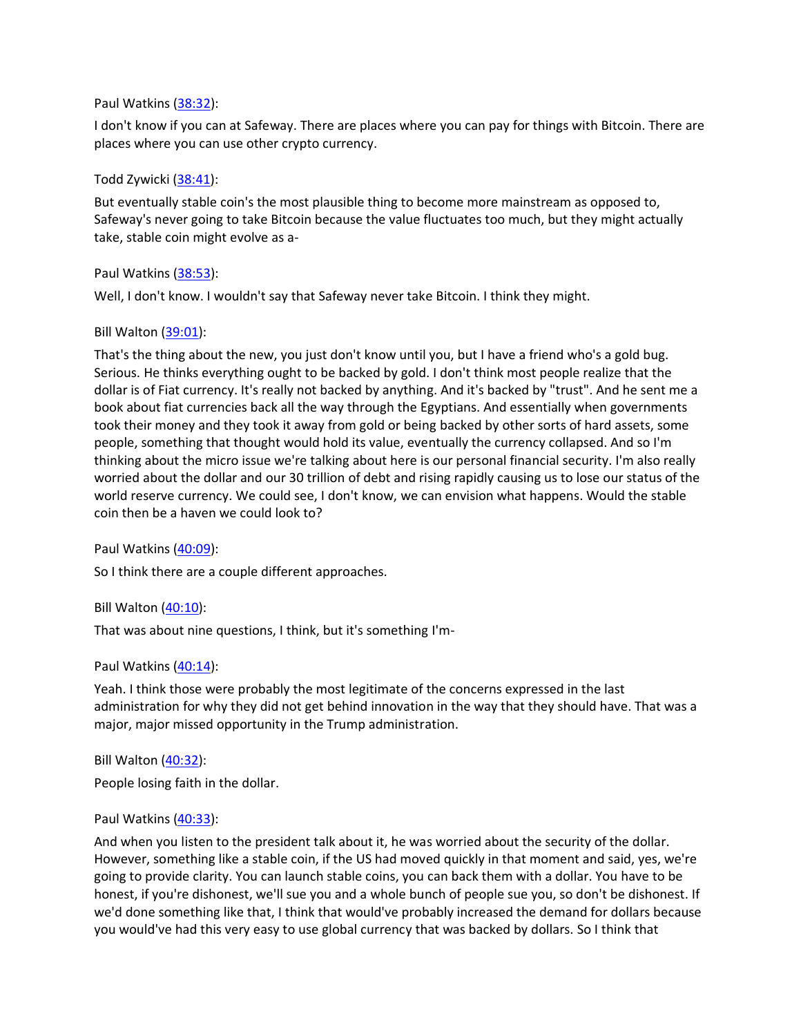Paul Watkins ([38:32](#)):

I don't know if you can at Safeway. There are places where you can pay for things with Bitcoin. There are places where you can use other crypto currency.

Todd Zywicki ([38:41](#)):

But eventually stable coin's the most plausible thing to become more mainstream as opposed to, Safeway's never going to take Bitcoin because the value fluctuates too much, but they might actually take, stable coin might evolve as a-

Paul Watkins ([38:53](#)):

Well, I don't know. I wouldn't say that Safeway never take Bitcoin. I think they might.

Bill Walton ([39:01](#)):

That's the thing about the new, you just don't know until you, but I have a friend who's a gold bug. Serious. He thinks everything ought to be backed by gold. I don't think most people realize that the dollar is of Fiat currency. It's really not backed by anything. And it's backed by "trust". And he sent me a book about fiat currencies back all the way through the Egyptians. And essentially when governments took their money and they took it away from gold or being backed by other sorts of hard assets, some people, something that thought would hold its value, eventually the currency collapsed. And so I'm thinking about the micro issue we're talking about here is our personal financial security. I'm also really worried about the dollar and our 30 trillion of debt and rising rapidly causing us to lose our status of the world reserve currency. We could see, I don't know, we can envision what happens. Would the stable coin then be a haven we could look to?

Paul Watkins ([40:09](#)):

So I think there are a couple different approaches.

Bill Walton ([40:10](#)):

That was about nine questions, I think, but it's something I'm-

Paul Watkins ([40:14](#)):

Yeah. I think those were probably the most legitimate of the concerns expressed in the last administration for why they did not get behind innovation in the way that they should have. That was a major, major missed opportunity in the Trump administration.

Bill Walton ([40:32](#)):

People losing faith in the dollar.

Paul Watkins ([40:33](#)):

And when you listen to the president talk about it, he was worried about the security of the dollar. However, something like a stable coin, if the US had moved quickly in that moment and said, yes, we're going to provide clarity. You can launch stable coins, you can back them with a dollar. You have to be honest, if you're dishonest, we'll sue you and a whole bunch of people sue you, so don't be dishonest. If we'd done something like that, I think that would've probably increased the demand for dollars because you would've had this very easy to use global currency that was backed by dollars. So I think that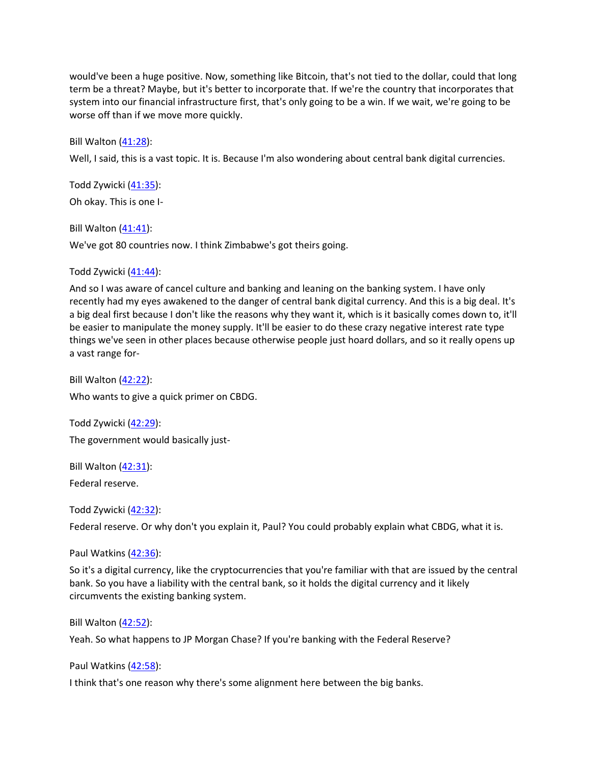would've been a huge positive. Now, something like Bitcoin, that's not tied to the dollar, could that long term be a threat? Maybe, but it's better to incorporate that. If we're the country that incorporates that system into our financial infrastructure first, that's only going to be a win. If we wait, we're going to be worse off than if we move more quickly.

Bill Walton (41:28):

Well, I said, this is a vast topic. It is. Because I'm also wondering about central bank digital currencies.

Todd Zywicki (41:35):

Oh okay. This is one I-

Bill Walton (41:41):

We've got 80 countries now. I think Zimbabwe's got theirs going.

Todd Zywicki (41:44):

And so I was aware of cancel culture and banking and leaning on the banking system. I have only recently had my eyes awakened to the danger of central bank digital currency. And this is a big deal. It's a big deal first because I don't like the reasons why they want it, which is it basically comes down to, it'll be easier to manipulate the money supply. It'll be easier to do these crazy negative interest rate type things we've seen in other places because otherwise people just hoard dollars, and so it really opens up a vast range for-

Bill Walton (42:22):

Who wants to give a quick primer on CBDG.

Todd Zywicki (42:29):

The government would basically just-

Bill Walton (42:31):

Federal reserve.

Todd Zywicki (42:32):

Federal reserve. Or why don't you explain it, Paul? You could probably explain what CBDG, what it is.

Paul Watkins (42:36):

So it's a digital currency, like the cryptocurrencies that you're familiar with that are issued by the central bank. So you have a liability with the central bank, so it holds the digital currency and it likely circumvents the existing banking system.

Bill Walton (42:52):

Yeah. So what happens to JP Morgan Chase? If you're banking with the Federal Reserve?

Paul Watkins (42:58):

I think that's one reason why there's some alignment here between the big banks.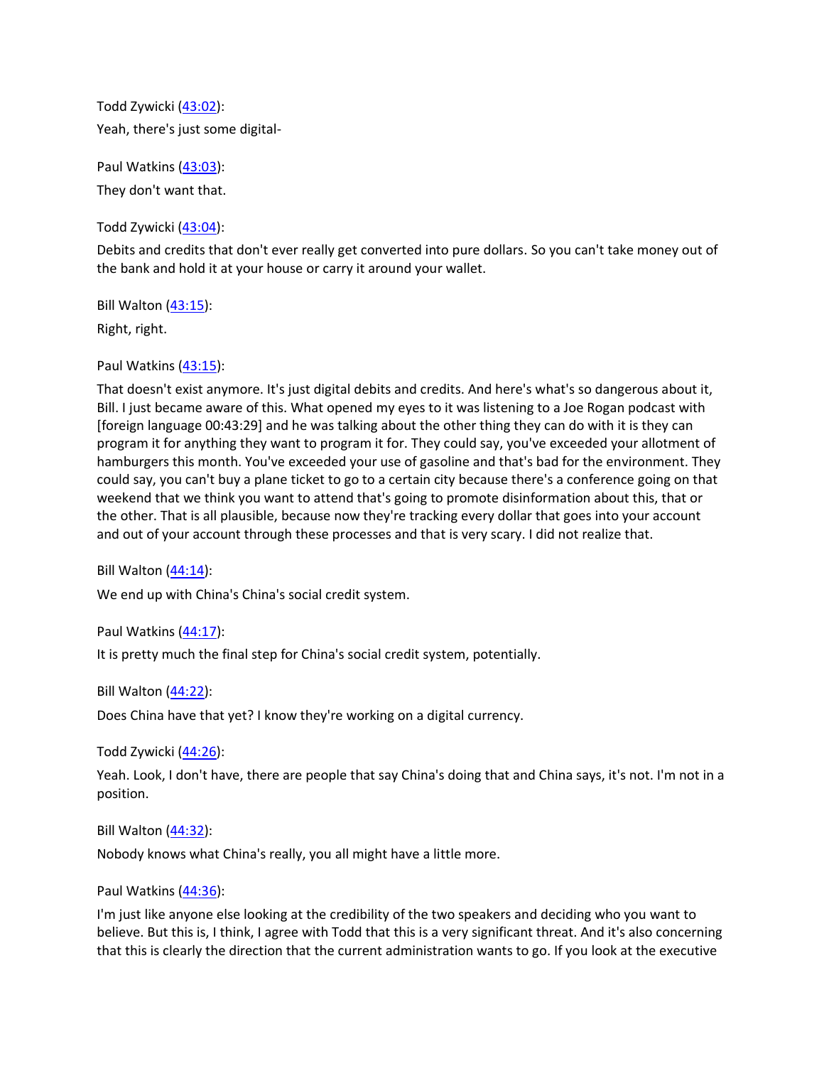Todd Zywicki ([43:02](#)):

Yeah, there's just some digital-

Paul Watkins ([43:03](#)):

They don't want that.

Todd Zywicki ([43:04](#)):

Debits and credits that don't ever really get converted into pure dollars. So you can't take money out of the bank and hold it at your house or carry it around your wallet.

Bill Walton ([43:15](#)):

Right, right.

Paul Watkins ([43:15](#)):

That doesn't exist anymore. It's just digital debits and credits. And here's what's so dangerous about it, Bill. I just became aware of this. What opened my eyes to it was listening to a Joe Rogan podcast with [foreign language 00:43:29] and he was talking about the other thing they can do with it is they can program it for anything they want to program it for. They could say, you've exceeded your allotment of hamburgers this month. You've exceeded your use of gasoline and that's bad for the environment. They could say, you can't buy a plane ticket to go to a certain city because there's a conference going on that weekend that we think you want to attend that's going to promote disinformation about this, that or the other. That is all plausible, because now they're tracking every dollar that goes into your account and out of your account through these processes and that is very scary. I did not realize that.

Bill Walton ([44:14](#)):

We end up with China's China's social credit system.

Paul Watkins ([44:17](#)):

It is pretty much the final step for China's social credit system, potentially.

Bill Walton ([44:22](#)):

Does China have that yet? I know they're working on a digital currency.

Todd Zywicki ([44:26](#)):

Yeah. Look, I don't have, there are people that say China's doing that and China says, it's not. I'm not in a position.

Bill Walton ([44:32](#)):

Nobody knows what China's really, you all might have a little more.

Paul Watkins ([44:36](#)):

I'm just like anyone else looking at the credibility of the two speakers and deciding who you want to believe. But this is, I think, I agree with Todd that this is a very significant threat. And it's also concerning that this is clearly the direction that the current administration wants to go. If you look at the executive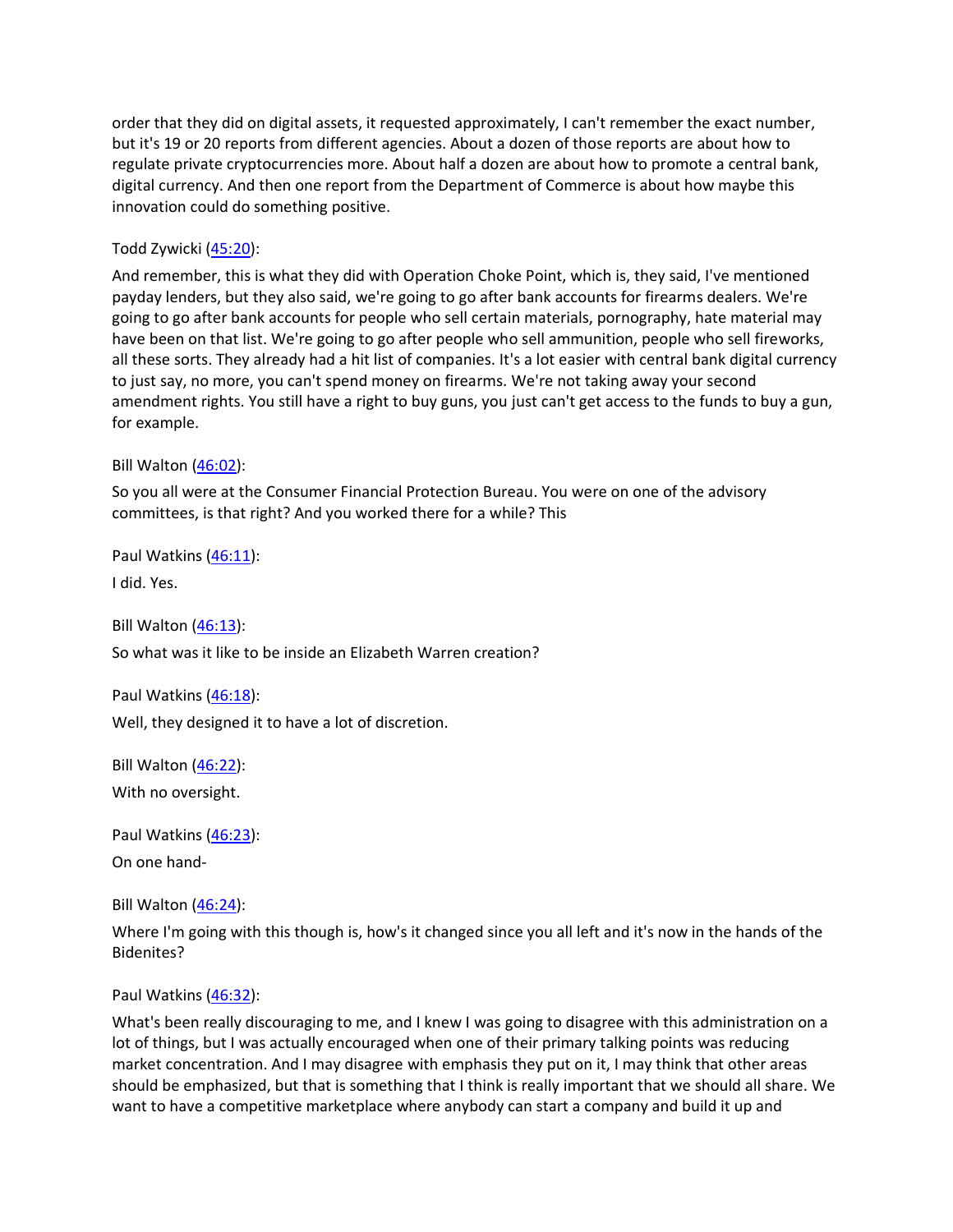order that they did on digital assets, it requested approximately, I can't remember the exact number, but it's 19 or 20 reports from different agencies. About a dozen of those reports are about how to regulate private cryptocurrencies more. About half a dozen are about how to promote a central bank, digital currency. And then one report from the Department of Commerce is about how maybe this innovation could do something positive.

Todd Zywicki ([45:20](#)):

And remember, this is what they did with Operation Choke Point, which is, they said, I've mentioned payday lenders, but they also said, we're going to go after bank accounts for firearms dealers. We're going to go after bank accounts for people who sell certain materials, pornography, hate material may have been on that list. We're going to go after people who sell ammunition, people who sell fireworks, all these sorts. They already had a hit list of companies. It's a lot easier with central bank digital currency to just say, no more, you can't spend money on firearms. We're not taking away your second amendment rights. You still have a right to buy guns, you just can't get access to the funds to buy a gun, for example.

Bill Walton ([46:02](#)):

So you all were at the Consumer Financial Protection Bureau. You were on one of the advisory committees, is that right? And you worked there for a while? This

Paul Watkins ([46:11](#)):

I did. Yes.

Bill Walton ([46:13](#)):

So what was it like to be inside an Elizabeth Warren creation?

Paul Watkins ([46:18](#)):

Well, they designed it to have a lot of discretion.

Bill Walton ([46:22](#)):

With no oversight.

Paul Watkins ([46:23](#)):

On one hand-

Bill Walton ([46:24](#)):

Where I'm going with this though is, how's it changed since you all left and it's now in the hands of the Bidenites?

Paul Watkins ([46:32](#)):

What's been really discouraging to me, and I knew I was going to disagree with this administration on a lot of things, but I was actually encouraged when one of their primary talking points was reducing market concentration. And I may disagree with emphasis they put on it, I may think that other areas should be emphasized, but that is something that I think is really important that we should all share. We want to have a competitive marketplace where anybody can start a company and build it up and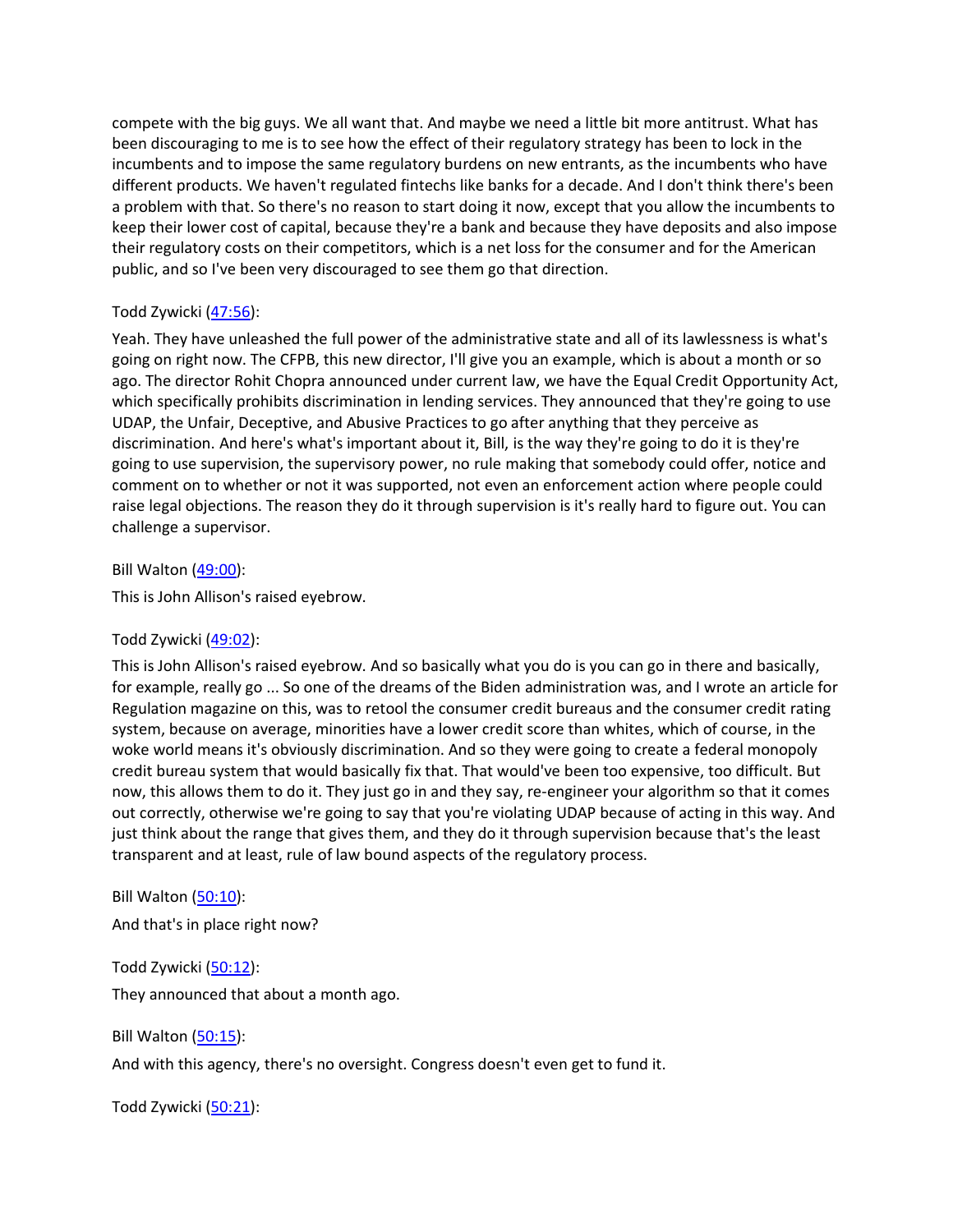compete with the big guys. We all want that. And maybe we need a little bit more antitrust. What has been discouraging to me is to see how the effect of their regulatory strategy has been to lock in the incumbents and to impose the same regulatory burdens on new entrants, as the incumbents who have different products. We haven't regulated fintechs like banks for a decade. And I don't think there's been a problem with that. So there's no reason to start doing it now, except that you allow the incumbents to keep their lower cost of capital, because they're a bank and because they have deposits and also impose their regulatory costs on their competitors, which is a net loss for the consumer and for the American public, and so I've been very discouraged to see them go that direction.

Todd Zywicki ([47:56]):

Yeah. They have unleashed the full power of the administrative state and all of its lawlessness is what's going on right now. The CFPB, this new director, I'll give you an example, which is about a month or so ago. The director Rohit Chopra announced under current law, we have the Equal Credit Opportunity Act, which specifically prohibits discrimination in lending services. They announced that they're going to use UDAP, the Unfair, Deceptive, and Abusive Practices to go after anything that they perceive as discrimination. And here's what's important about it, Bill, is the way they're going to do it is they're going to use supervision, the supervisory power, no rule making that somebody could offer, notice and comment on to whether or not it was supported, not even an enforcement action where people could raise legal objections. The reason they do it through supervision is it's really hard to figure out. You can challenge a supervisor.

Bill Walton ([49:00]):

This is John Allison's raised eyebrow.

Todd Zywicki ([49:02]):

This is John Allison's raised eyebrow. And so basically what you do is you can go in there and basically, for example, really go ... So one of the dreams of the Biden administration was, and I wrote an article for Regulation magazine on this, was to retool the consumer credit bureaus and the consumer credit rating system, because on average, minorities have a lower credit score than whites, which of course, in the woke world means it's obviously discrimination. And so they were going to create a federal monopoly credit bureau system that would basically fix that. That would've been too expensive, too difficult. But now, this allows them to do it. They just go in and they say, re-engineer your algorithm so that it comes out correctly, otherwise we're going to say that you're violating UDAP because of acting in this way. And just think about the range that gives them, and they do it through supervision because that's the least transparent and at least, rule of law bound aspects of the regulatory process.

Bill Walton ([50:10]):

And that's in place right now?

Todd Zywicki ([50:12]):

They announced that about a month ago.

Bill Walton ([50:15]):

And with this agency, there's no oversight. Congress doesn't even get to fund it.

Todd Zywicki ([50:21]):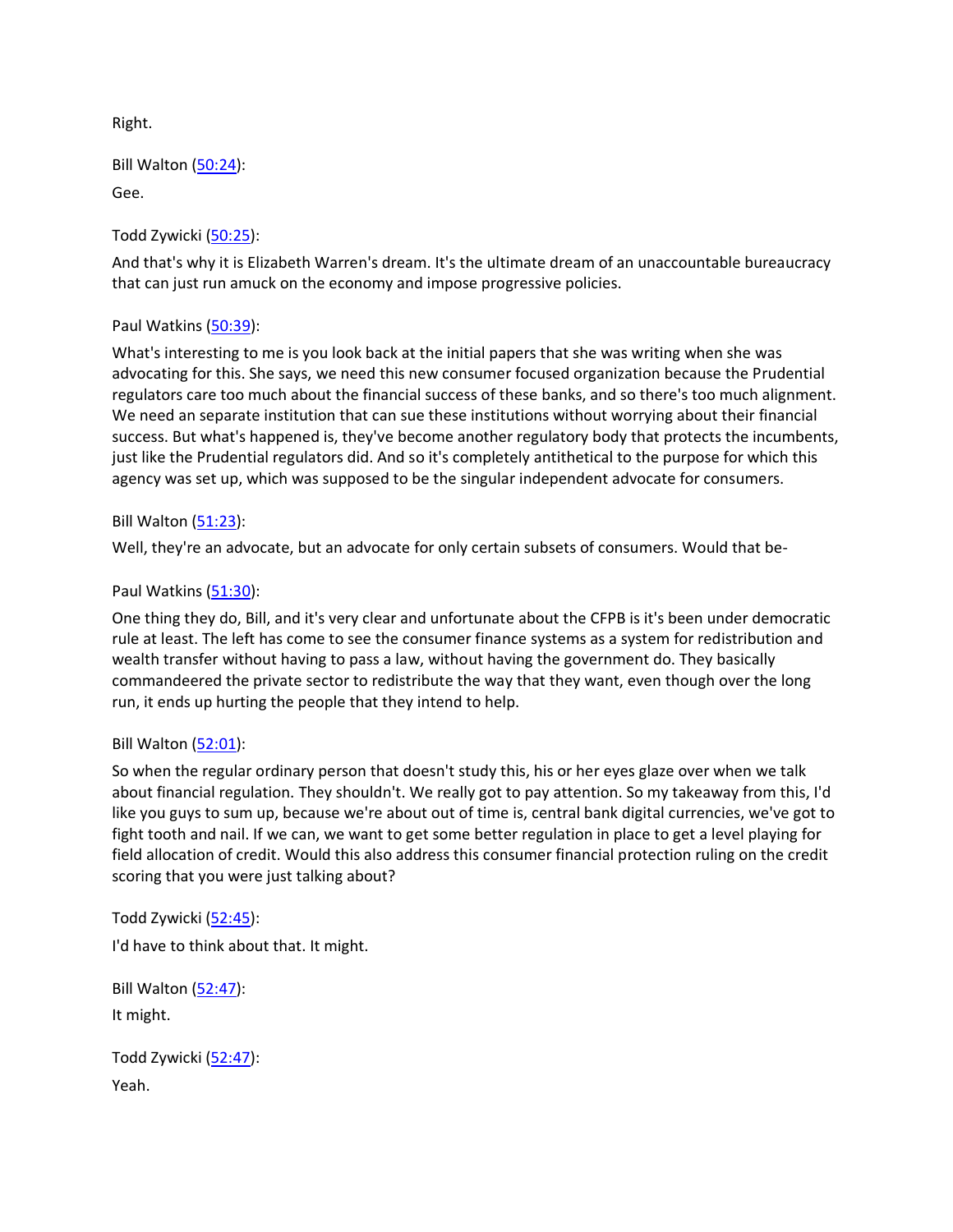Right.

Bill Walton ([50:24](#)):

Gee.

Todd Zywicki ([50:25](#)):

And that's why it is Elizabeth Warren's dream. It's the ultimate dream of an unaccountable bureaucracy that can just run amuck on the economy and impose progressive policies.

Paul Watkins ([50:39](#)):

What's interesting to me is you look back at the initial papers that she was writing when she was advocating for this. She says, we need this new consumer focused organization because the Prudential regulators care too much about the financial success of these banks, and so there's too much alignment. We need an separate institution that can sue these institutions without worrying about their financial success. But what's happened is, they've become another regulatory body that protects the incumbents, just like the Prudential regulators did. And so it's completely antithetical to the purpose for which this agency was set up, which was supposed to be the singular independent advocate for consumers.

Bill Walton ([51:23](#)):

Well, they're an advocate, but an advocate for only certain subsets of consumers. Would that be-

Paul Watkins ([51:30](#)):

One thing they do, Bill, and it's very clear and unfortunate about the CFPB is it's been under democratic rule at least. The left has come to see the consumer finance systems as a system for redistribution and wealth transfer without having to pass a law, without having the government do. They basically commandeered the private sector to redistribute the way that they want, even though over the long run, it ends up hurting the people that they intend to help.

Bill Walton ([52:01](#)):

So when the regular ordinary person that doesn't study this, his or her eyes glaze over when we talk about financial regulation. They shouldn't. We really got to pay attention. So my takeaway from this, I'd like you guys to sum up, because we're about out of time is, central bank digital currencies, we've got to fight tooth and nail. If we can, we want to get some better regulation in place to get a level playing for field allocation of credit. Would this also address this consumer financial protection ruling on the credit scoring that you were just talking about?

Todd Zywicki ([52:45](#)):

I'd have to think about that. It might.

Bill Walton ([52:47](#)):

It might.

Todd Zywicki ([52:47](#)):

Yeah.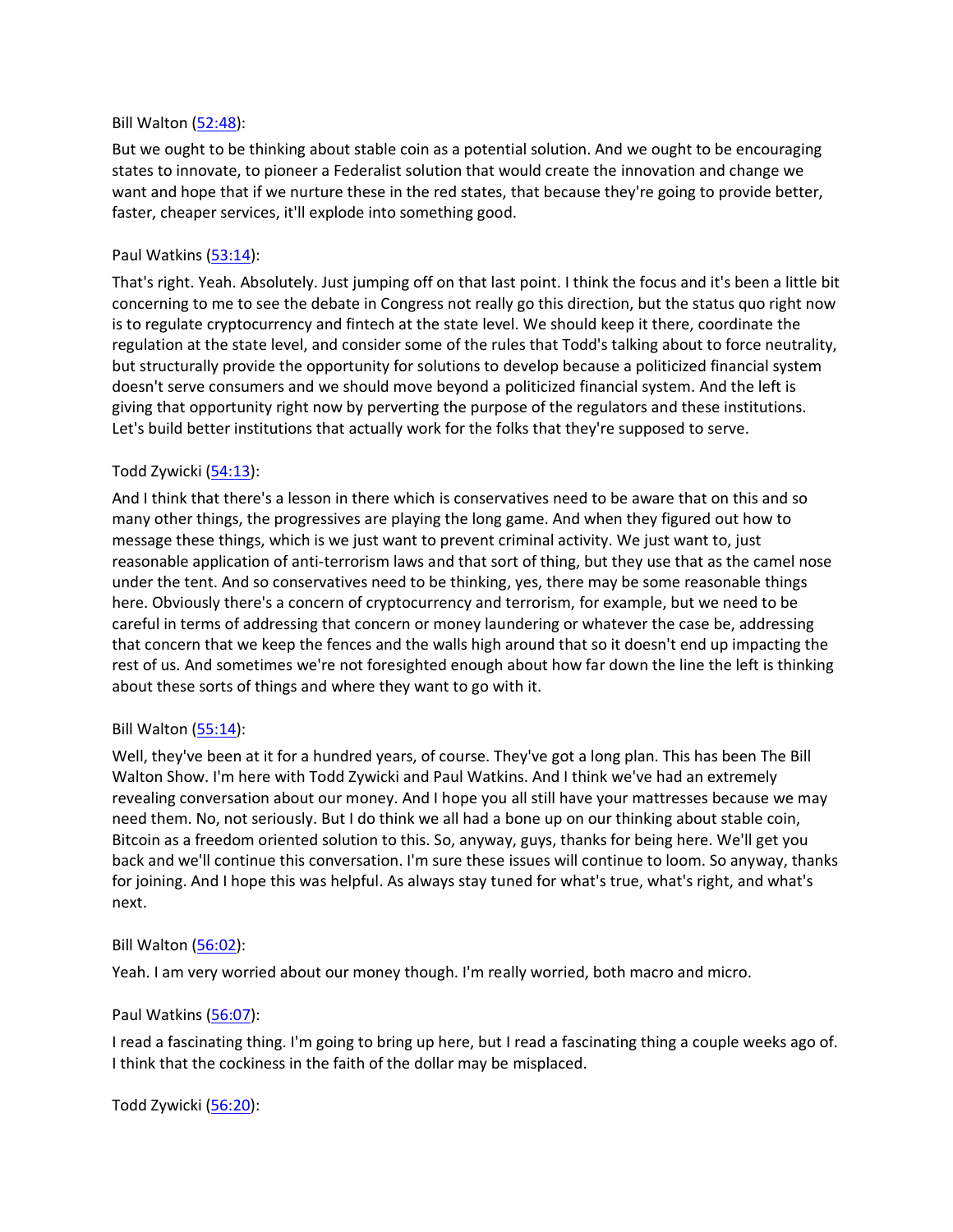Bill Walton ([52:48](#)):

But we ought to be thinking about stable coin as a potential solution. And we ought to be encouraging states to innovate, to pioneer a Federalist solution that would create the innovation and change we want and hope that if we nurture these in the red states, that because they're going to provide better, faster, cheaper services, it'll explode into something good.

Paul Watkins ([53:14](#)):

That's right. Yeah. Absolutely. Just jumping off on that last point. I think the focus and it's been a little bit concerning to me to see the debate in Congress not really go this direction, but the status quo right now is to regulate cryptocurrency and fintech at the state level. We should keep it there, coordinate the regulation at the state level, and consider some of the rules that Todd's talking about to force neutrality, but structurally provide the opportunity for solutions to develop because a politicized financial system doesn't serve consumers and we should move beyond a politicized financial system. And the left is giving that opportunity right now by perverting the purpose of the regulators and these institutions. Let's build better institutions that actually work for the folks that they're supposed to serve.

Todd Zywicki ([54:13](#)):

And I think that there's a lesson in there which is conservatives need to be aware that on this and so many other things, the progressives are playing the long game. And when they figured out how to message these things, which is we just want to prevent criminal activity. We just want to, just reasonable application of anti-terrorism laws and that sort of thing, but they use that as the camel nose under the tent. And so conservatives need to be thinking, yes, there may be some reasonable things here. Obviously there's a concern of cryptocurrency and terrorism, for example, but we need to be careful in terms of addressing that concern or money laundering or whatever the case be, addressing that concern that we keep the fences and the walls high around that so it doesn't end up impacting the rest of us. And sometimes we're not foresighted enough about how far down the line the left is thinking about these sorts of things and where they want to go with it.

Bill Walton ([55:14](#)):

Well, they've been at it for a hundred years, of course. They've got a long plan. This has been The Bill Walton Show. I'm here with Todd Zywicki and Paul Watkins. And I think we've had an extremely revealing conversation about our money. And I hope you all still have your mattresses because we may need them. No, not seriously. But I do think we all had a bone up on our thinking about stable coin, Bitcoin as a freedom oriented solution to this. So, anyway, guys, thanks for being here. We'll get you back and we'll continue this conversation. I'm sure these issues will continue to loom. So anyway, thanks for joining. And I hope this was helpful. As always stay tuned for what's true, what's right, and what's next.

Bill Walton ([56:02](#)):

Yeah. I am very worried about our money though. I'm really worried, both macro and micro.

Paul Watkins ([56:07](#)):

I read a fascinating thing. I'm going to bring up here, but I read a fascinating thing a couple weeks ago of. I think that the cockiness in the faith of the dollar may be misplaced.

Todd Zywicki ([56:20](#)):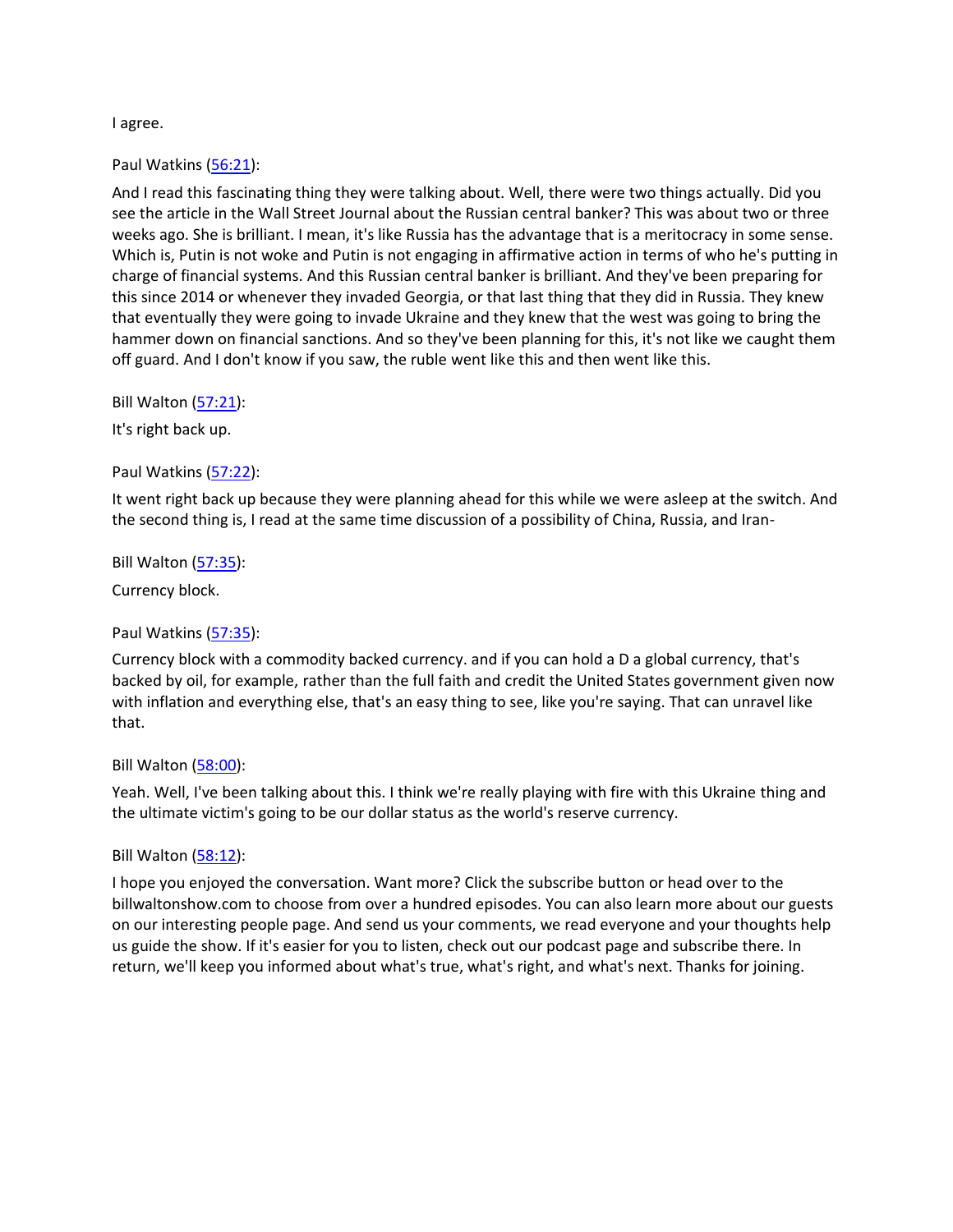I agree.

Paul Watkins ([56:21](#)):

And I read this fascinating thing they were talking about. Well, there were two things actually. Did you see the article in the Wall Street Journal about the Russian central banker? This was about two or three weeks ago. She is brilliant. I mean, it's like Russia has the advantage that is a meritocracy in some sense. Which is, Putin is not woke and Putin is not engaging in affirmative action in terms of who he's putting in charge of financial systems. And this Russian central banker is brilliant. And they've been preparing for this since 2014 or whenever they invaded Georgia, or that last thing that they did in Russia. They knew that eventually they were going to invade Ukraine and they knew that the west was going to bring the hammer down on financial sanctions. And so they've been planning for this, it's not like we caught them off guard. And I don't know if you saw, the ruble went like this and then went like this.

Bill Walton ([57:21](#)):

It's right back up.

Paul Watkins ([57:22](#)):

It went right back up because they were planning ahead for this while we were asleep at the switch. And the second thing is, I read at the same time discussion of a possibility of China, Russia, and Iran-

Bill Walton ([57:35](#)):

Currency block.

Paul Watkins ([57:35](#)):

Currency block with a commodity backed currency. and if you can hold a D a global currency, that's backed by oil, for example, rather than the full faith and credit the United States government given now with inflation and everything else, that's an easy thing to see, like you're saying. That can unravel like that.

Bill Walton ([58:00](#)):

Yeah. Well, I've been talking about this. I think we're really playing with fire with this Ukraine thing and the ultimate victim's going to be our dollar status as the world's reserve currency.

Bill Walton ([58:12](#)):

I hope you enjoyed the conversation. Want more? Click the subscribe button or head over to the billwaltonshow.com to choose from over a hundred episodes. You can also learn more about our guests on our interesting people page. And send us your comments, we read everyone and your thoughts help us guide the show. If it's easier for you to listen, check out our podcast page and subscribe there. In return, we'll keep you informed about what's true, what's right, and what's next. Thanks for joining.